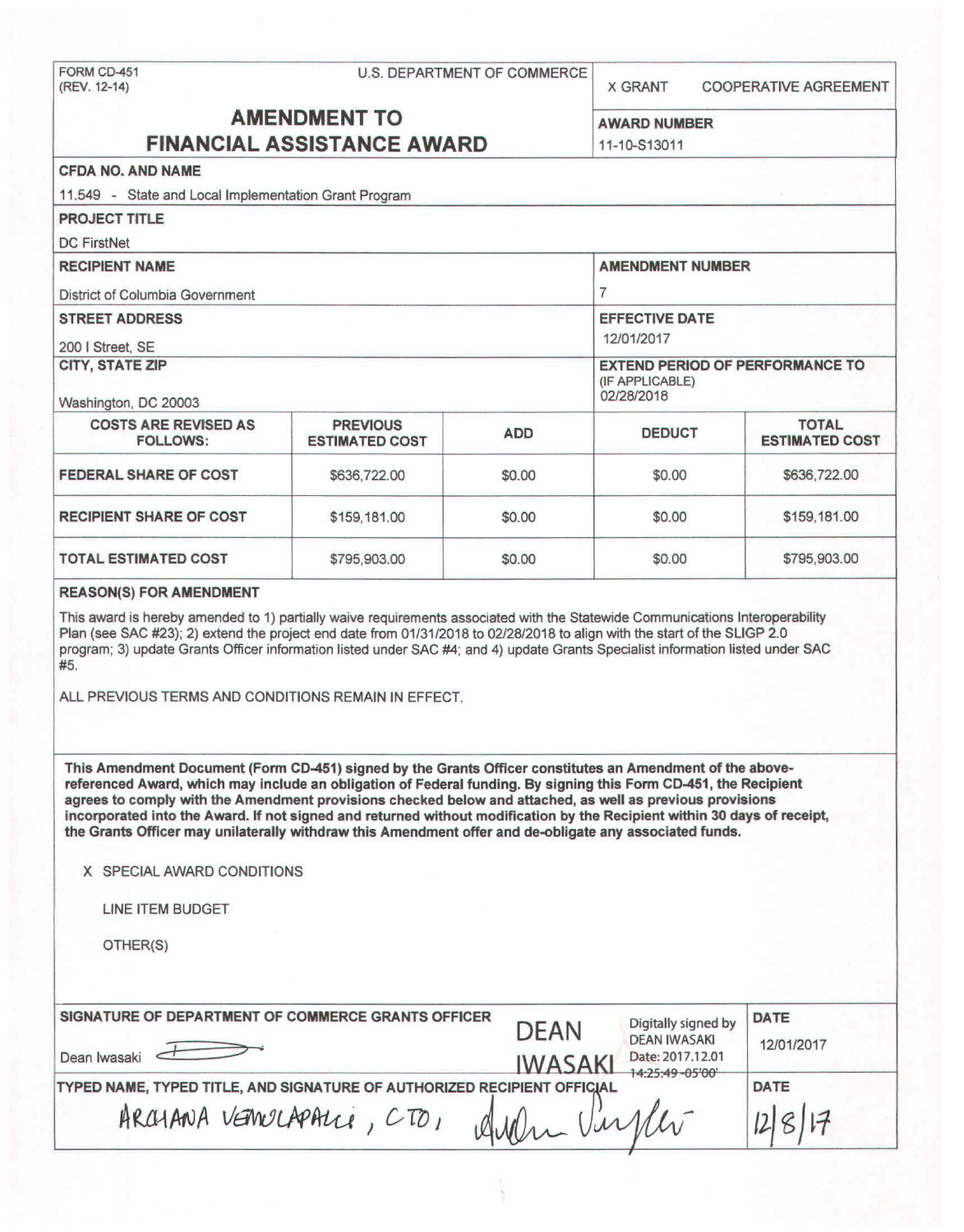FORM CD-451
(REV. 12-14)

U.S. DEPARTMENT OF COMMERCE

X GRANT    COOPERATIVE AGREEMENT

# AMENDMENT TO FINANCIAL ASSISTANCE AWARD

**AWARD NUMBER**
11-10-S13011

**CFDA NO. AND NAME**
11.549 - State and Local Implementation Grant Program

**PROJECT TITLE**
DC FirstNet

**RECIPIENT NAME**
District of Columbia Government

**AMENDMENT NUMBER**
7

**STREET ADDRESS**
200 I Street, SE

**EFFECTIVE DATE**
12/01/2017

**CITY, STATE ZIP**
Washington, DC 20003

**EXTEND PERIOD OF PERFORMANCE TO** (IF APPLICABLE)
02/28/2018

| COSTS ARE REVISED AS FOLLOWS: | PREVIOUS ESTIMATED COST | ADD | DEDUCT | TOTAL ESTIMATED COST |
|---|---|---|---|---|
| FEDERAL SHARE OF COST | $636,722.00 | $0.00 | $0.00 | $636,722.00 |
| RECIPIENT SHARE OF COST | $159,181.00 | $0.00 | $0.00 | $159,181.00 |
| TOTAL ESTIMATED COST | $795,903.00 | $0.00 | $0.00 | $795,903.00 |

**REASON(S) FOR AMENDMENT**

This award is hereby amended to 1) partially waive requirements associated with the Statewide Communications Interoperability Plan (see SAC #23); 2) extend the project end date from 01/31/2018 to 02/28/2018 to align with the start of the SLIGP 2.0 program; 3) update Grants Officer information listed under SAC #4; and 4) update Grants Specialist information listed under SAC #5.

ALL PREVIOUS TERMS AND CONDITIONS REMAIN IN EFFECT.

**This Amendment Document (Form CD-451) signed by the Grants Officer constitutes an Amendment of the above-referenced Award, which may include an obligation of Federal funding. By signing this Form CD-451, the Recipient agrees to comply with the Amendment provisions checked below and attached, as well as previous provisions incorporated into the Award. If not signed and returned without modification by the Recipient within 30 days of receipt, the Grants Officer may unilaterally withdraw this Amendment offer and de-obligate any associated funds.**

X SPECIAL AWARD CONDITIONS

LINE ITEM BUDGET

OTHER(S)

**SIGNATURE OF DEPARTMENT OF COMMERCE GRANTS OFFICER**
Dean Iwasaki
DEAN IWASAKI — Digitally signed by DEAN IWASAKI Date: 2017.12.01 14:25:49 -05'00'

**DATE**
12/01/2017

**TYPED NAME, TYPED TITLE, AND SIGNATURE OF AUTHORIZED RECIPIENT OFFICIAL**
ARCHANA VEMULAPALLI, CTO,

**DATE**
12/8/17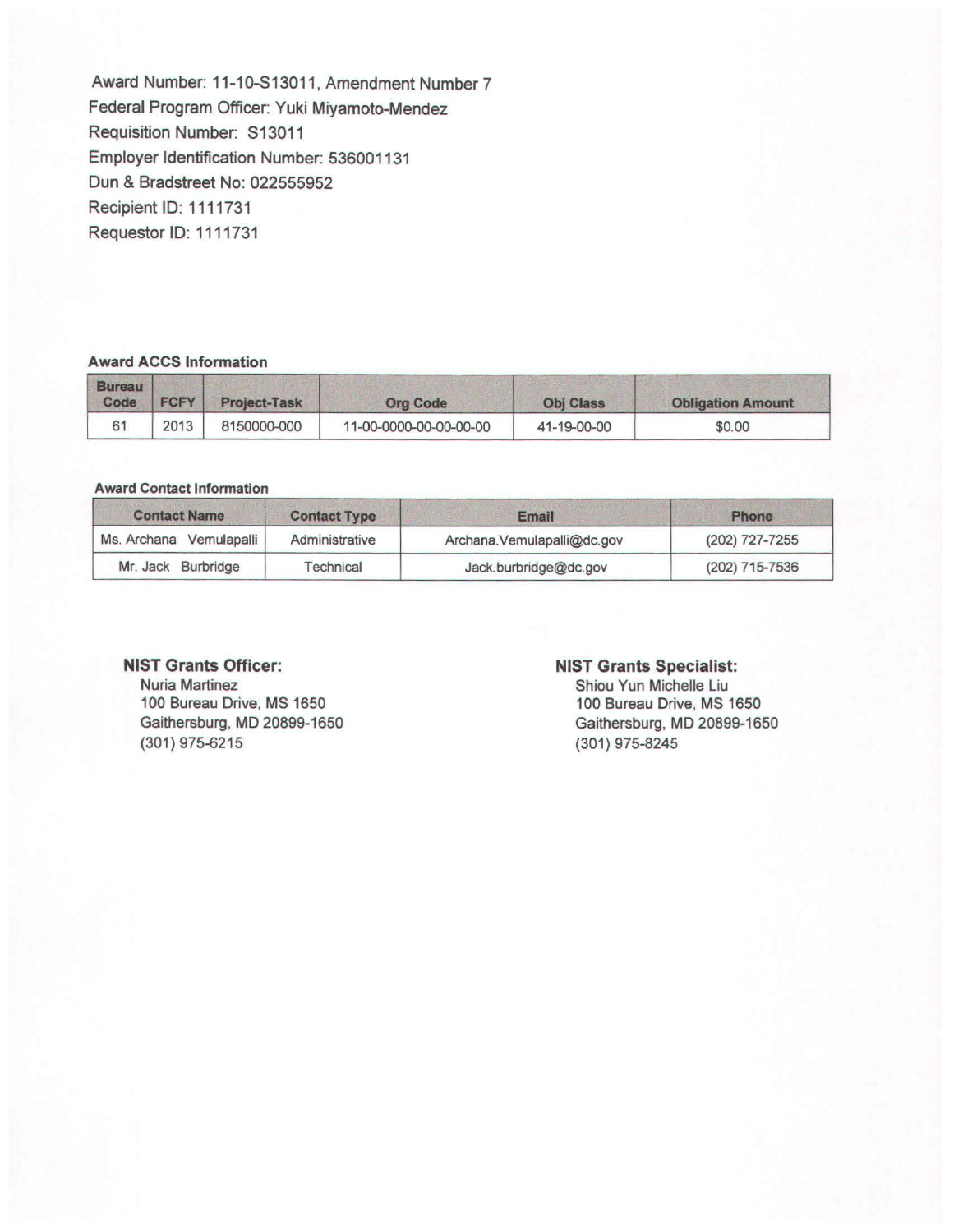Award Number: 11-10-S13011, Amendment Number 7
Federal Program Officer: Yuki Miyamoto-Mendez
Requisition Number: S13011
Employer Identification Number: 536001131
Dun & Bradstreet No: 022555952
Recipient ID: 1111731
Requestor ID: 1111731

**Award ACCS Information**

| Bureau Code | FCFY | Project-Task | Org Code | Obj Class | Obligation Amount |
|---|---|---|---|---|---|
| 61 | 2013 | 8150000-000 | 11-00-0000-00-00-00-00 | 41-19-00-00 | $0.00 |

**Award Contact Information**

| Contact Name | Contact Type | Email | Phone |
|---|---|---|---|
| Ms. Archana Vemulapalli | Administrative | Archana.Vemulapalli@dc.gov | (202) 727-7255 |
| Mr. Jack Burbridge | Technical | Jack.burbridge@dc.gov | (202) 715-7536 |

**NIST Grants Officer:**
Nuria Martinez
100 Bureau Drive, MS 1650
Gaithersburg, MD 20899-1650
(301) 975-6215

**NIST Grants Specialist:**
Shiou Yun Michelle Liu
100 Bureau Drive, MS 1650
Gaithersburg, MD 20899-1650
(301) 975-8245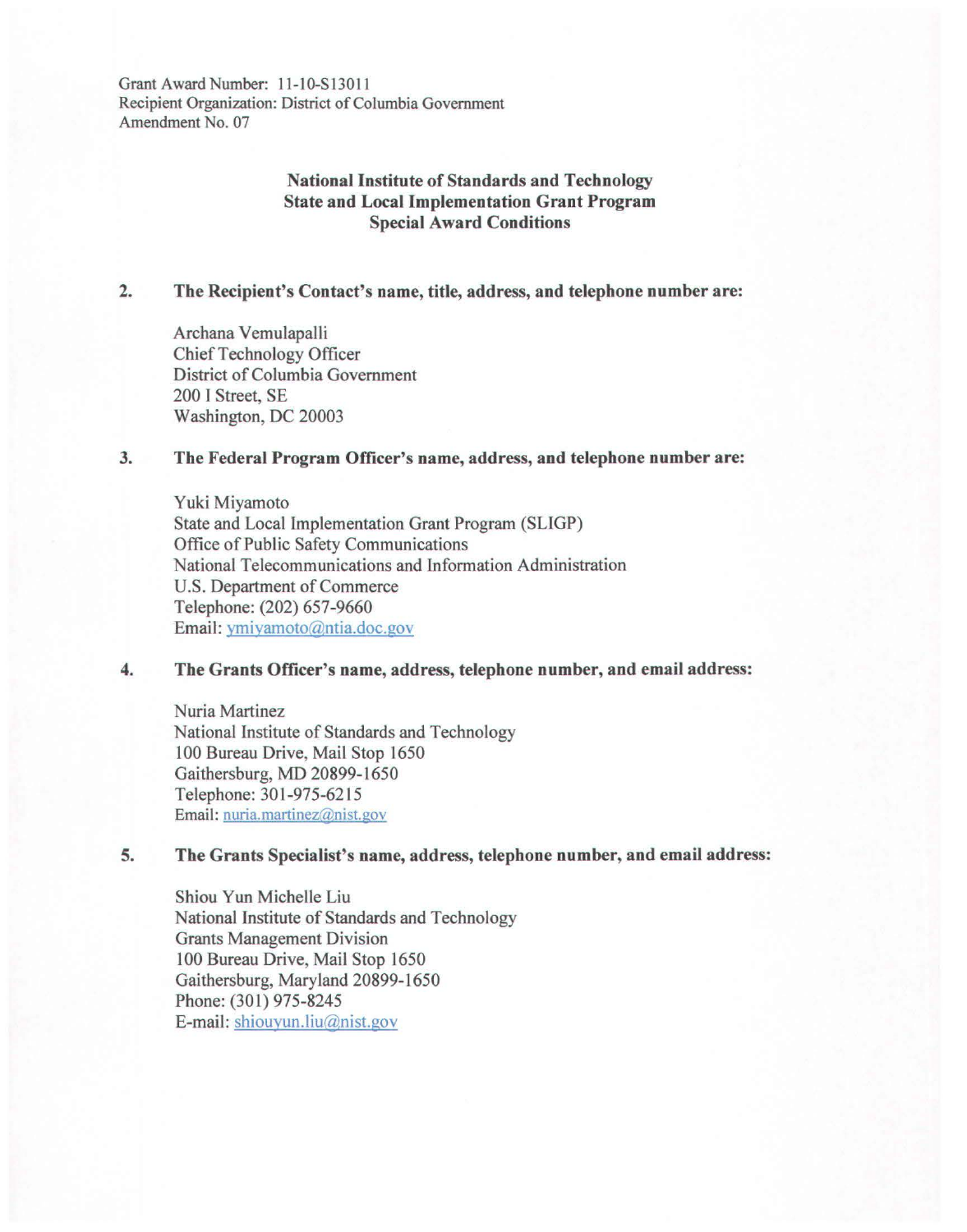Grant Award Number: 11-10-S13011
Recipient Organization: District of Columbia Government
Amendment No. 07

**National Institute of Standards and Technology**
**State and Local Implementation Grant Program**
**Special Award Conditions**

**2. The Recipient's Contact's name, title, address, and telephone number are:**

Archana Vemulapalli
Chief Technology Officer
District of Columbia Government
200 I Street, SE
Washington, DC 20003

**3. The Federal Program Officer's name, address, and telephone number are:**

Yuki Miyamoto
State and Local Implementation Grant Program (SLIGP)
Office of Public Safety Communications
National Telecommunications and Information Administration
U.S. Department of Commerce
Telephone: (202) 657-9660
Email: ymiyamoto@ntia.doc.gov

**4. The Grants Officer's name, address, telephone number, and email address:**

Nuria Martinez
National Institute of Standards and Technology
100 Bureau Drive, Mail Stop 1650
Gaithersburg, MD 20899-1650
Telephone: 301-975-6215
Email: nuria.martinez@nist.gov

**5. The Grants Specialist's name, address, telephone number, and email address:**

Shiou Yun Michelle Liu
National Institute of Standards and Technology
Grants Management Division
100 Bureau Drive, Mail Stop 1650
Gaithersburg, Maryland 20899-1650
Phone: (301) 975-8245
E-mail: shiouyun.liu@nist.gov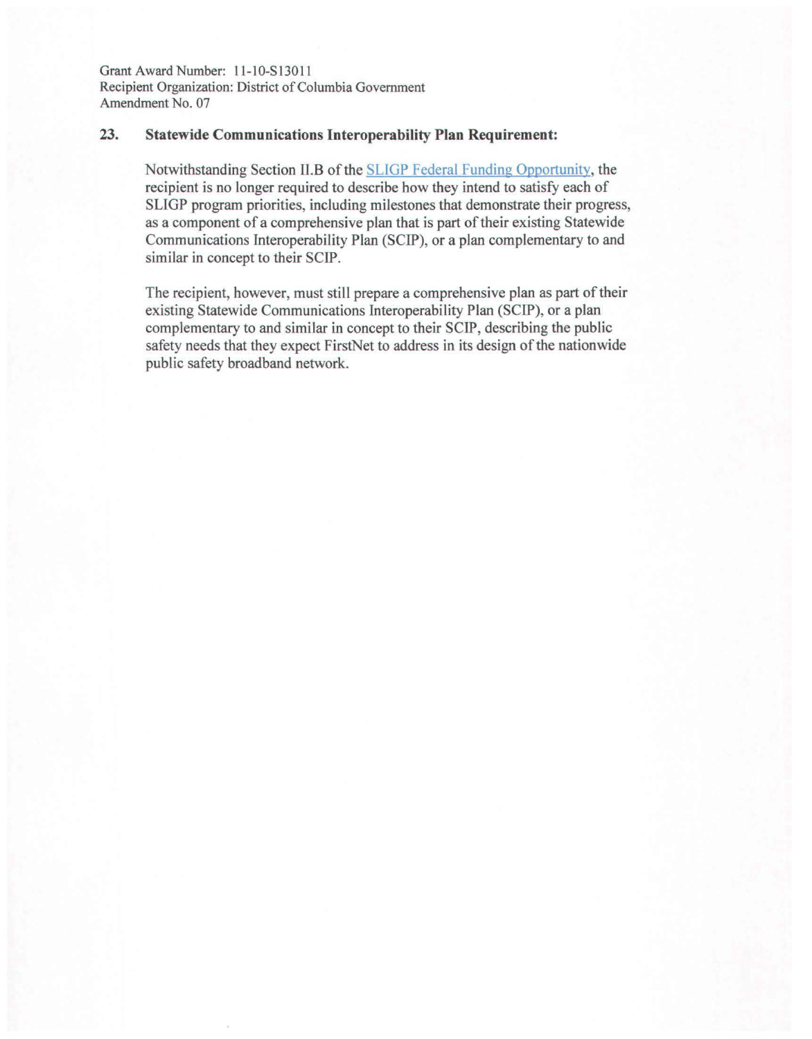Grant Award Number: 11-10-S13011
Recipient Organization: District of Columbia Government
Amendment No. 07

**23. Statewide Communications Interoperability Plan Requirement:**

Notwithstanding Section II.B of the SLIGP Federal Funding Opportunity, the recipient is no longer required to describe how they intend to satisfy each of SLIGP program priorities, including milestones that demonstrate their progress, as a component of a comprehensive plan that is part of their existing Statewide Communications Interoperability Plan (SCIP), or a plan complementary to and similar in concept to their SCIP.

The recipient, however, must still prepare a comprehensive plan as part of their existing Statewide Communications Interoperability Plan (SCIP), or a plan complementary to and similar in concept to their SCIP, describing the public safety needs that they expect FirstNet to address in its design of the nationwide public safety broadband network.